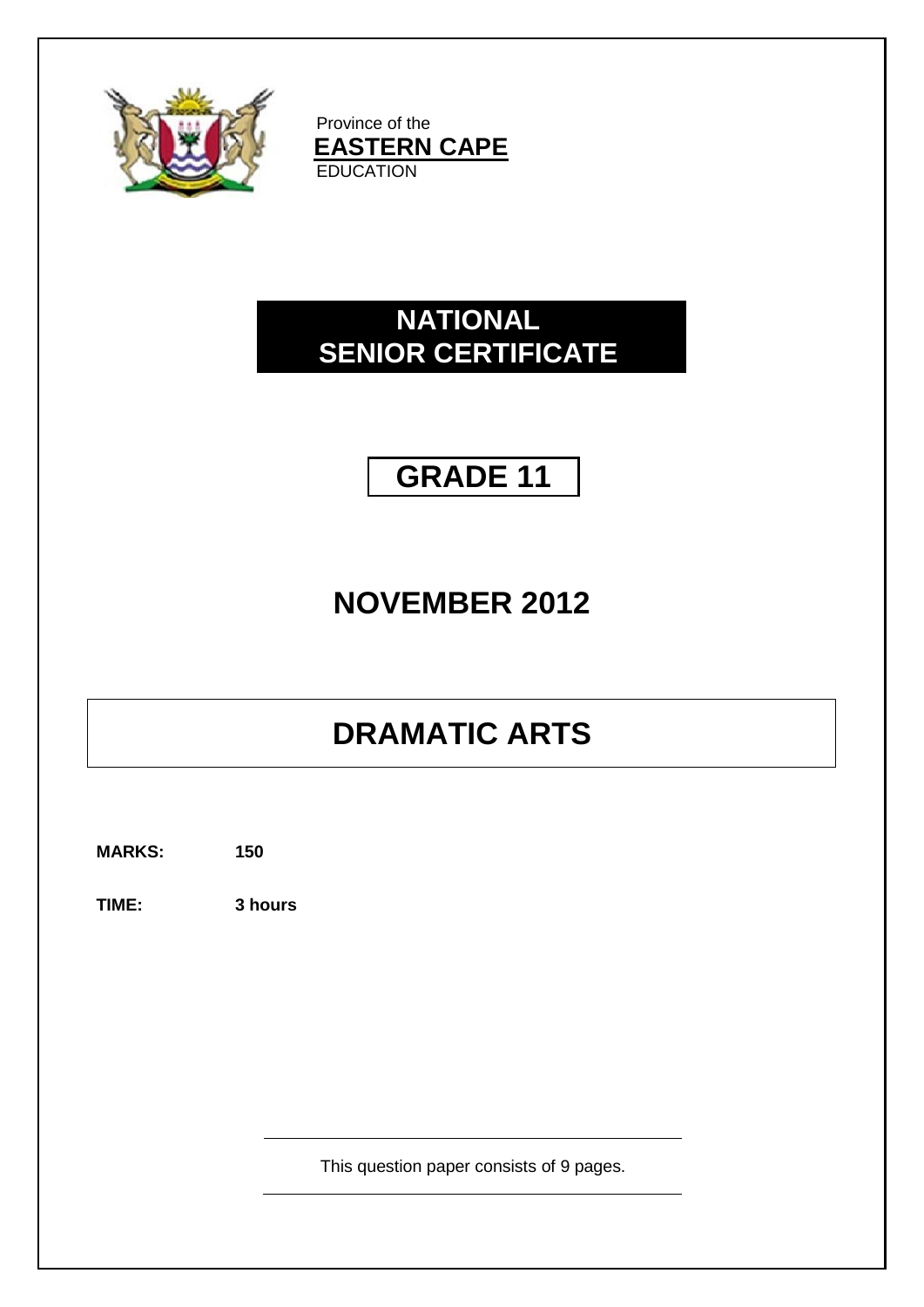Province of the
**EASTERN CAPE**
EDUCATION

# NATIONAL SENIOR CERTIFICATE

# GRADE 11

## NOVEMBER 2012

# DRAMATIC ARTS

**MARKS:** **150**

**TIME:** **3 hours**

This question paper consists of 9 pages.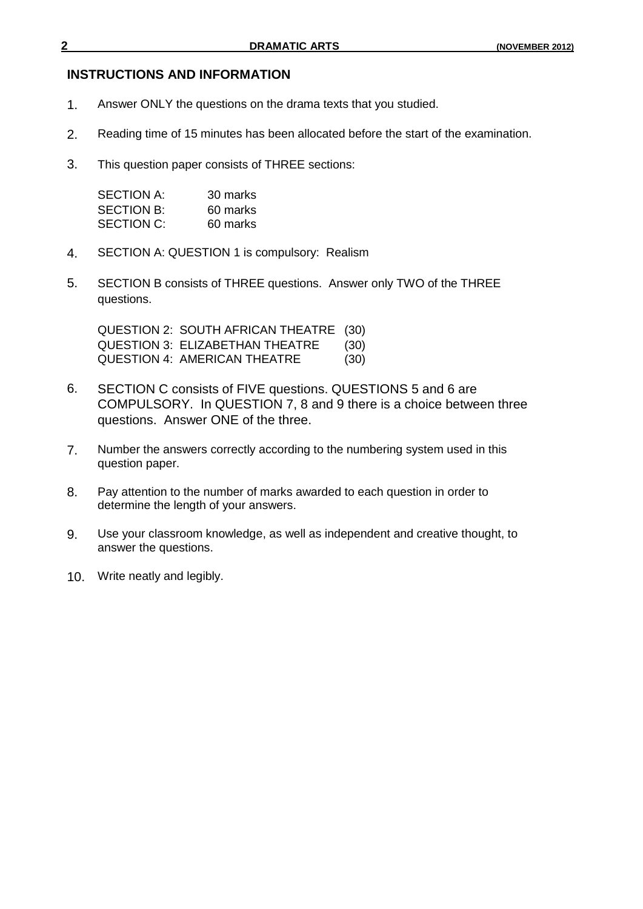## INSTRUCTIONS AND INFORMATION

1. Answer ONLY the questions on the drama texts that you studied.

2. Reading time of 15 minutes has been allocated before the start of the examination.

3. This question paper consists of THREE sections:

   | | |
   |---|---|
   | SECTION A: | 30 marks |
   | SECTION B: | 60 marks |
   | SECTION C: | 60 marks |

4. SECTION A: QUESTION 1 is compulsory: Realism

5. SECTION B consists of THREE questions. Answer only TWO of the THREE questions.

   | | |
   |---|---|
   | QUESTION 2: SOUTH AFRICAN THEATRE | (30) |
   | QUESTION 3: ELIZABETHAN THEATRE | (30) |
   | QUESTION 4: AMERICAN THEATRE | (30) |

6. SECTION C consists of FIVE questions. QUESTIONS 5 and 6 are COMPULSORY. In QUESTION 7, 8 and 9 there is a choice between three questions. Answer ONE of the three.

7. Number the answers correctly according to the numbering system used in this question paper.

8. Pay attention to the number of marks awarded to each question in order to determine the length of your answers.

9. Use your classroom knowledge, as well as independent and creative thought, to answer the questions.

10. Write neatly and legibly.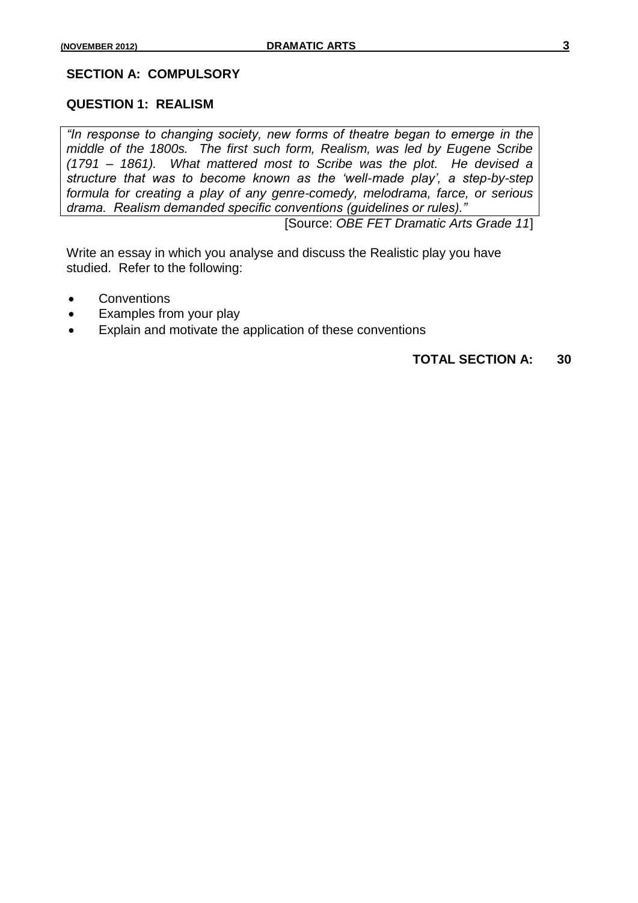## SECTION A: COMPULSORY

### QUESTION 1: REALISM

> *"In response to changing society, new forms of theatre began to emerge in the middle of the 1800s. The first such form, Realism, was led by Eugene Scribe (1791 – 1861). What mattered most to Scribe was the plot. He devised a structure that was to become known as the 'well-made play', a step-by-step formula for creating a play of any genre-comedy, melodrama, farce, or serious drama. Realism demanded specific conventions (guidelines or rules)."*
>
> [Source: *OBE FET Dramatic Arts Grade 11*]

Write an essay in which you analyse and discuss the Realistic play you have studied. Refer to the following:

- Conventions
- Examples from your play
- Explain and motivate the application of these conventions

**TOTAL SECTION A: 30**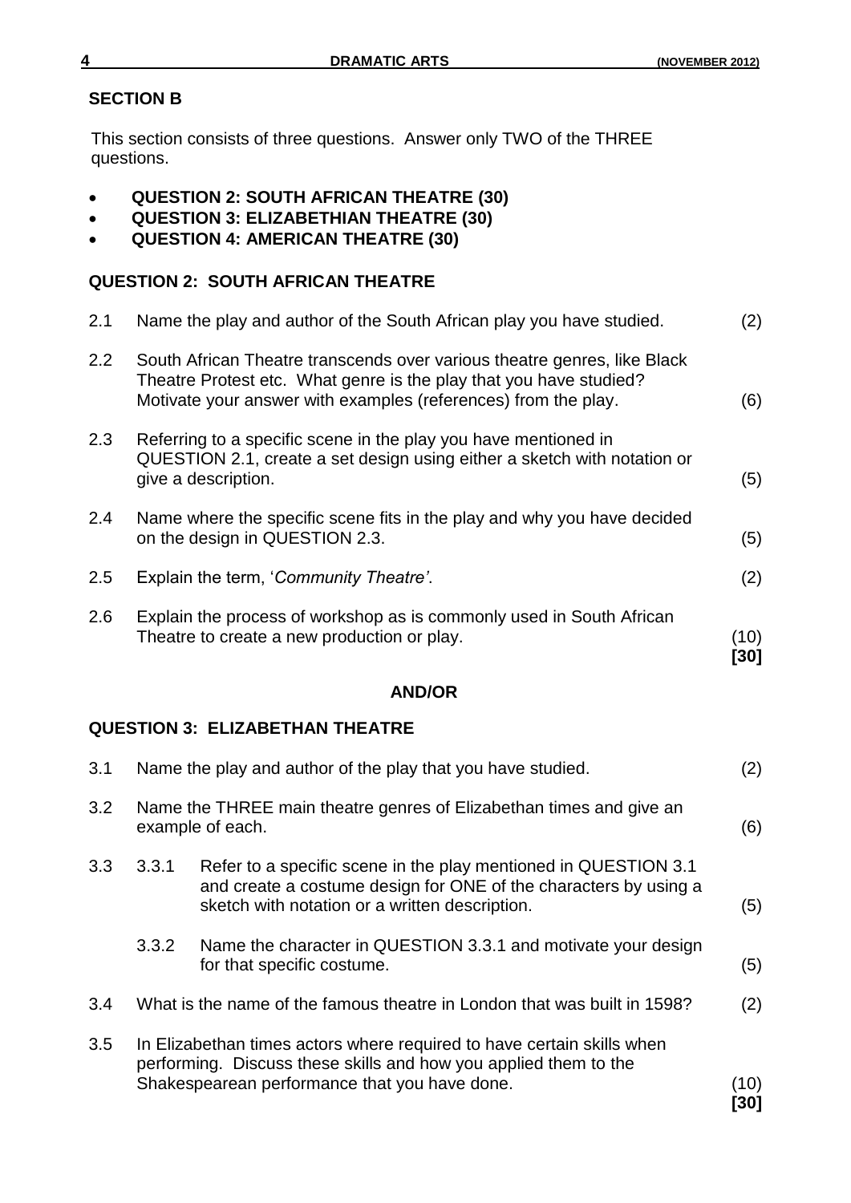## SECTION B

This section consists of three questions. Answer only TWO of the THREE questions.

- **QUESTION 2: SOUTH AFRICAN THEATRE (30)**
- **QUESTION 3: ELIZABETHIAN THEATRE (30)**
- **QUESTION 4: AMERICAN THEATRE (30)**

### QUESTION 2: SOUTH AFRICAN THEATRE

2.1 Name the play and author of the South African play you have studied. (2)

2.2 South African Theatre transcends over various theatre genres, like Black Theatre Protest etc. What genre is the play that you have studied? Motivate your answer with examples (references) from the play. (6)

2.3 Referring to a specific scene in the play you have mentioned in QUESTION 2.1, create a set design using either a sketch with notation or give a description. (5)

2.4 Name where the specific scene fits in the play and why you have decided on the design in QUESTION 2.3. (5)

2.5 Explain the term, '*Community Theatre'*. (2)

2.6 Explain the process of workshop as is commonly used in South African Theatre to create a new production or play. (10)
**[30]**

**AND/OR**

### QUESTION 3: ELIZABETHAN THEATRE

3.1 Name the play and author of the play that you have studied. (2)

3.2 Name the THREE main theatre genres of Elizabethan times and give an example of each. (6)

3.3
3.3.1 Refer to a specific scene in the play mentioned in QUESTION 3.1 and create a costume design for ONE of the characters by using a sketch with notation or a written description. (5)

3.3.2 Name the character in QUESTION 3.3.1 and motivate your design for that specific costume. (5)

3.4 What is the name of the famous theatre in London that was built in 1598? (2)

3.5 In Elizabethan times actors where required to have certain skills when performing. Discuss these skills and how you applied them to the Shakespearean performance that you have done. (10)
**[30]**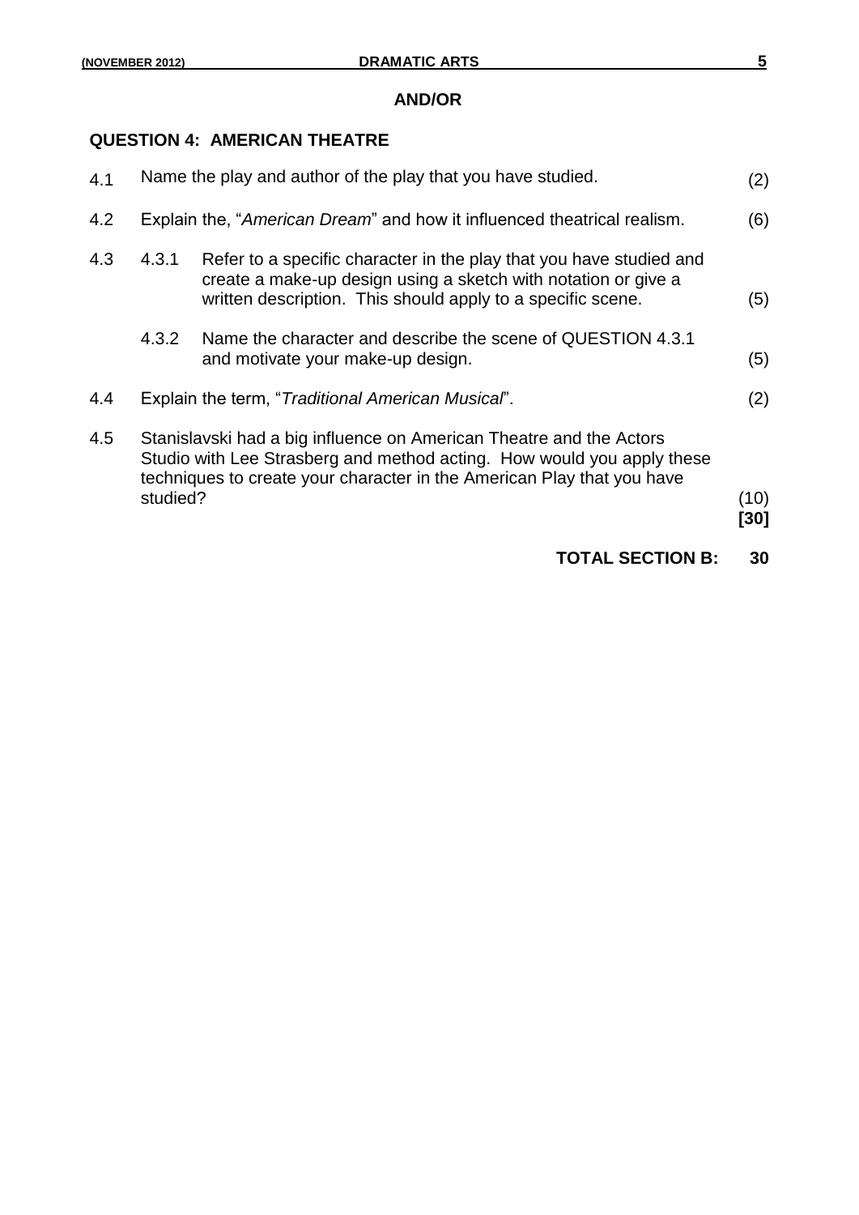**AND/OR**

## QUESTION 4: AMERICAN THEATRE

4.1 Name the play and author of the play that you have studied. (2)

4.2 Explain the, "*American Dream*" and how it influenced theatrical realism. (6)

4.3 4.3.1 Refer to a specific character in the play that you have studied and create a make-up design using a sketch with notation or give a written description. This should apply to a specific scene. (5)

4.3.2 Name the character and describe the scene of QUESTION 4.3.1 and motivate your make-up design. (5)

4.4 Explain the term, "*Traditional American Musical*". (2)

4.5 Stanislavski had a big influence on American Theatre and the Actors Studio with Lee Strasberg and method acting. How would you apply these techniques to create your character in the American Play that you have studied? (10)

**[30]**

**TOTAL SECTION B: 30**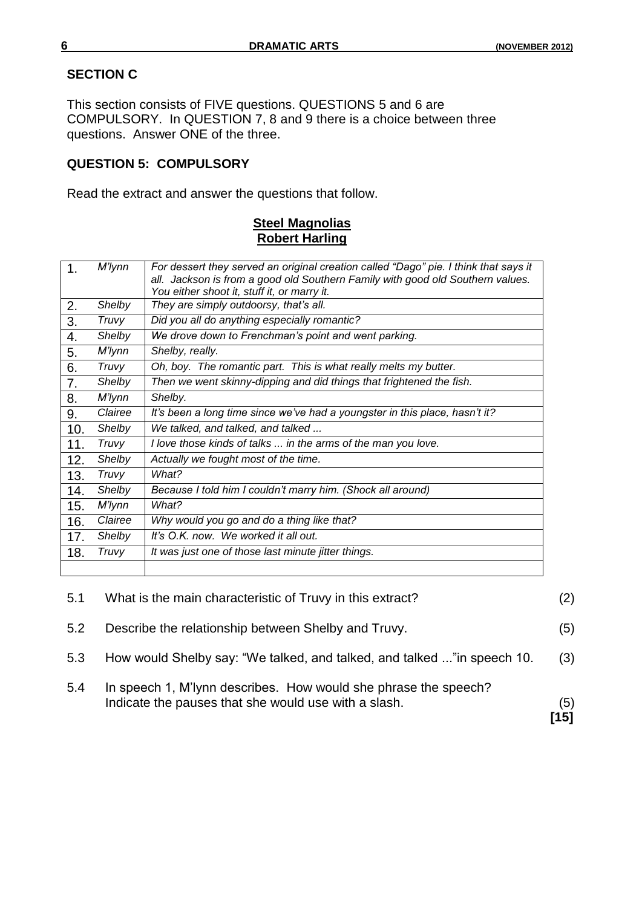## SECTION C

This section consists of FIVE questions. QUESTIONS 5 and 6 are COMPULSORY. In QUESTION 7, 8 and 9 there is a choice between three questions. Answer ONE of the three.

### QUESTION 5: COMPULSORY

Read the extract and answer the questions that follow.

**Steel Magnolias**
**Robert Harling**

| | | |
|---|---|---|
| 1. | *M'lynn* | *For dessert they served an original creation called "Dago" pie. I think that says it all. Jackson is from a good old Southern Family with good old Southern values. You either shoot it, stuff it, or marry it.* |
| 2. | *Shelby* | *They are simply outdoorsy, that's all.* |
| 3. | *Truvy* | *Did you all do anything especially romantic?* |
| 4. | *Shelby* | *We drove down to Frenchman's point and went parking.* |
| 5. | *M'lynn* | *Shelby, really.* |
| 6. | *Truvy* | *Oh, boy. The romantic part. This is what really melts my butter.* |
| 7. | *Shelby* | *Then we went skinny-dipping and did things that frightened the fish.* |
| 8. | *M'lynn* | *Shelby.* |
| 9. | *Clairee* | *It's been a long time since we've had a youngster in this place, hasn't it?* |
| 10. | *Shelby* | *We talked, and talked, and talked ...* |
| 11. | *Truvy* | *I love those kinds of talks ... in the arms of the man you love.* |
| 12. | *Shelby* | *Actually we fought most of the time.* |
| 13. | *Truvy* | *What?* |
| 14. | *Shelby* | *Because I told him I couldn't marry him. (Shock all around)* |
| 15. | *M'lynn* | *What?* |
| 16. | *Clairee* | *Why would you go and do a thing like that?* |
| 17. | *Shelby* | *It's O.K. now. We worked it all out.* |
| 18. | *Truvy* | *It was just one of those last minute jitter things.* |

5.1 What is the main characteristic of Truvy in this extract? (2)

5.2 Describe the relationship between Shelby and Truvy. (5)

5.3 How would Shelby say: "We talked, and talked, and talked ..."in speech 10. (3)

5.4 In speech 1, M'lynn describes. How would she phrase the speech? Indicate the pauses that she would use with a slash. (5)

**[15]**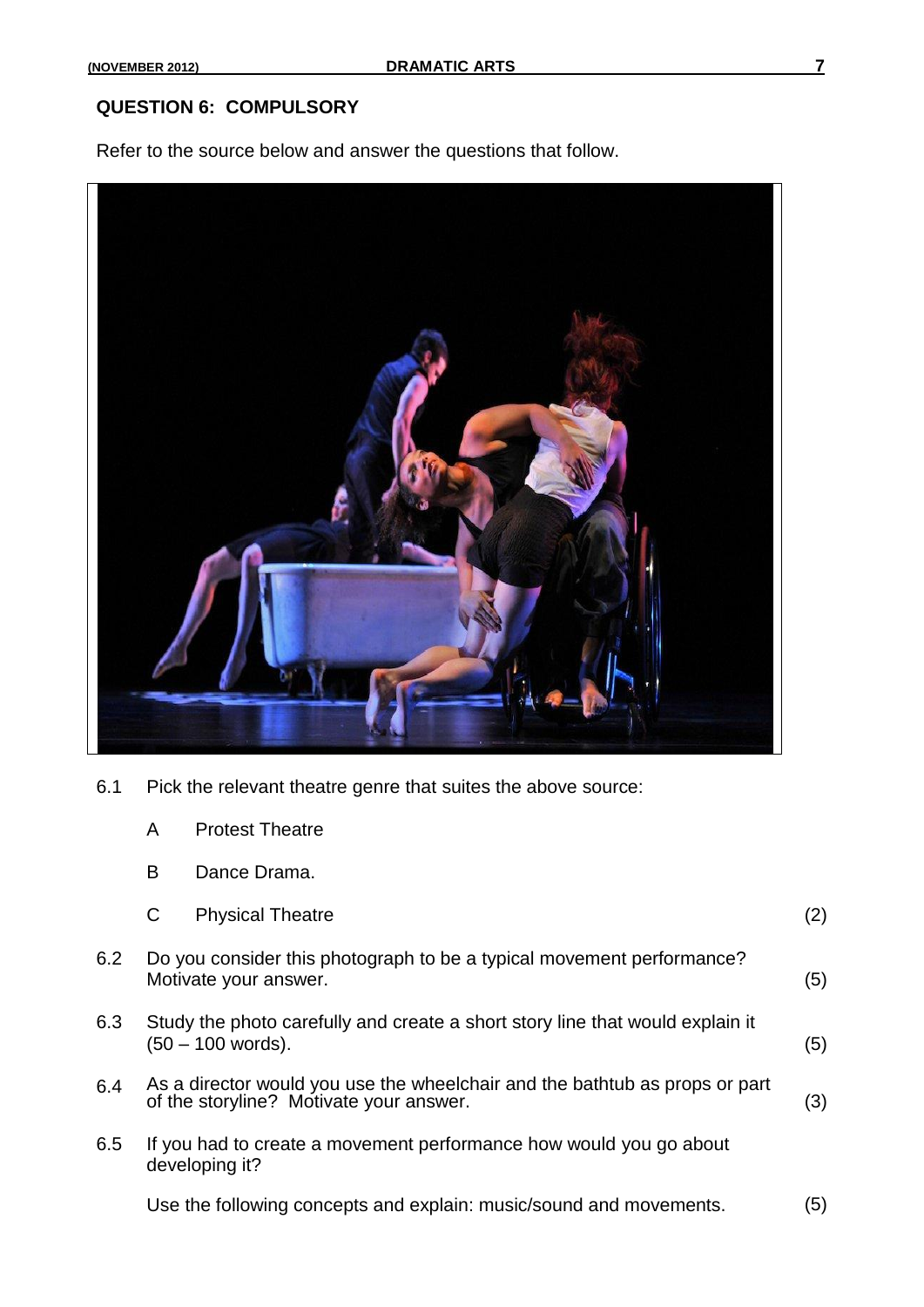## QUESTION 6: COMPULSORY

Refer to the source below and answer the questions that follow.

6.1 Pick the relevant theatre genre that suites the above source:

A Protest Theatre

B Dance Drama.

C Physical Theatre (2)

6.2 Do you consider this photograph to be a typical movement performance? Motivate your answer. (5)

6.3 Study the photo carefully and create a short story line that would explain it (50 – 100 words). (5)

6.4 As a director would you use the wheelchair and the bathtub as props or part of the storyline? Motivate your answer. (3)

6.5 If you had to create a movement performance how would you go about developing it?

Use the following concepts and explain: music/sound and movements. (5)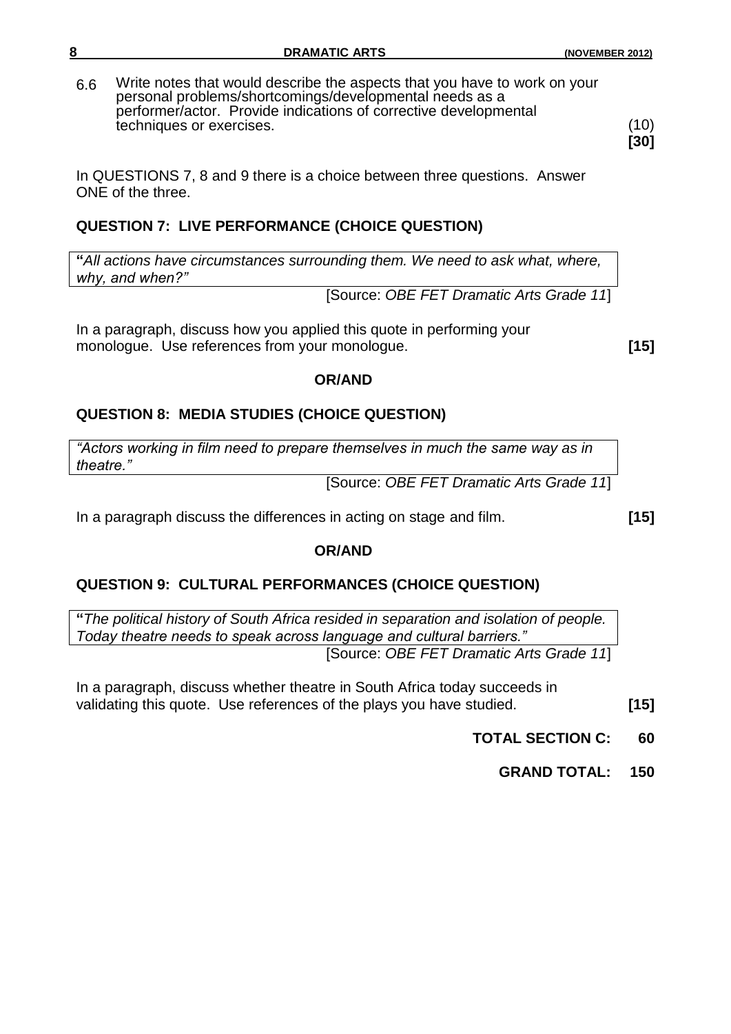6.6 Write notes that would describe the aspects that you have to work on your personal problems/shortcomings/developmental needs as a performer/actor. Provide indications of corrective developmental techniques or exercises. (10)
**[30]**

In QUESTIONS 7, 8 and 9 there is a choice between three questions. Answer ONE of the three.

## QUESTION 7: LIVE PERFORMANCE (CHOICE QUESTION)

**"***All actions have circumstances surrounding them. We need to ask what, where, why, and when?"*

[Source: *OBE FET Dramatic Arts Grade 11*]

In a paragraph, discuss how you applied this quote in performing your monologue. Use references from your monologue. **[15]**

**OR/AND**

## QUESTION 8: MEDIA STUDIES (CHOICE QUESTION)

*"Actors working in film need to prepare themselves in much the same way as in theatre."*

[Source: *OBE FET Dramatic Arts Grade 11*]

In a paragraph discuss the differences in acting on stage and film. **[15]**

**OR/AND**

## QUESTION 9: CULTURAL PERFORMANCES (CHOICE QUESTION)

**"***The political history of South Africa resided in separation and isolation of people. Today theatre needs to speak across language and cultural barriers."*

[Source: *OBE FET Dramatic Arts Grade 11*]

In a paragraph, discuss whether theatre in South Africa today succeeds in validating this quote. Use references of the plays you have studied. **[15]**

**TOTAL SECTION C: 60**

**GRAND TOTAL: 150**